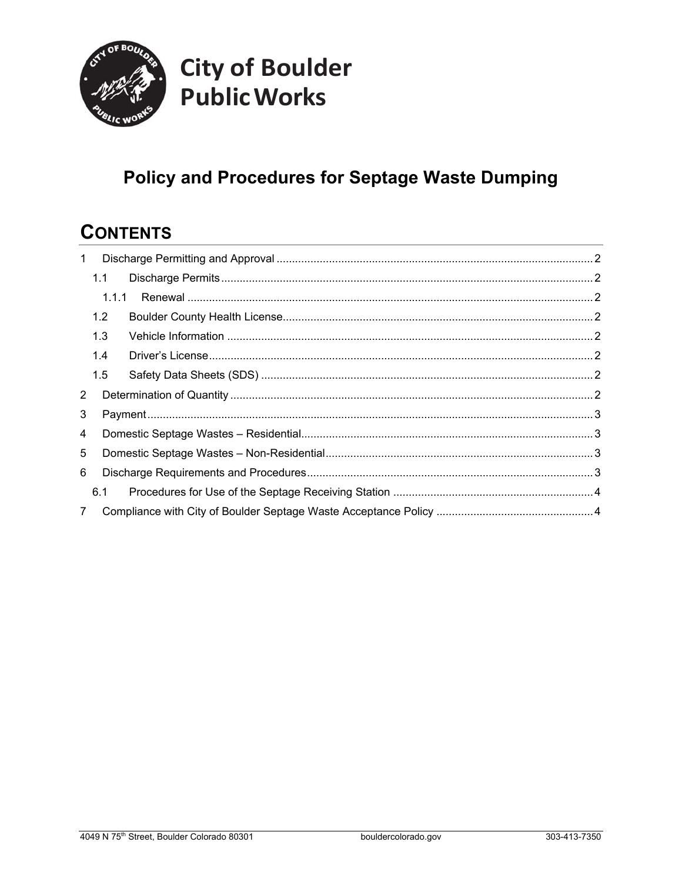# City of Boulder Public Works

## Policy and Procedures for Septage Waste Dumping

## CONTENTS

1 Discharge Permitting and Approval ..... 2
  1.1 Discharge Permits ..... 2
    1.1.1 Renewal ..... 2
  1.2 Boulder County Health License ..... 2
  1.3 Vehicle Information ..... 2
  1.4 Driver's License ..... 2
  1.5 Safety Data Sheets (SDS) ..... 2
2 Determination of Quantity ..... 2
3 Payment ..... 3
4 Domestic Septage Wastes – Residential ..... 3
5 Domestic Septage Wastes – Non-Residential ..... 3
6 Discharge Requirements and Procedures ..... 3
  6.1 Procedures for Use of the Septage Receiving Station ..... 4
7 Compliance with City of Boulder Septage Waste Acceptance Policy ..... 4

4049 N 75th Street, Boulder Colorado 80301 | bouldercolorado.gov | 303-413-7350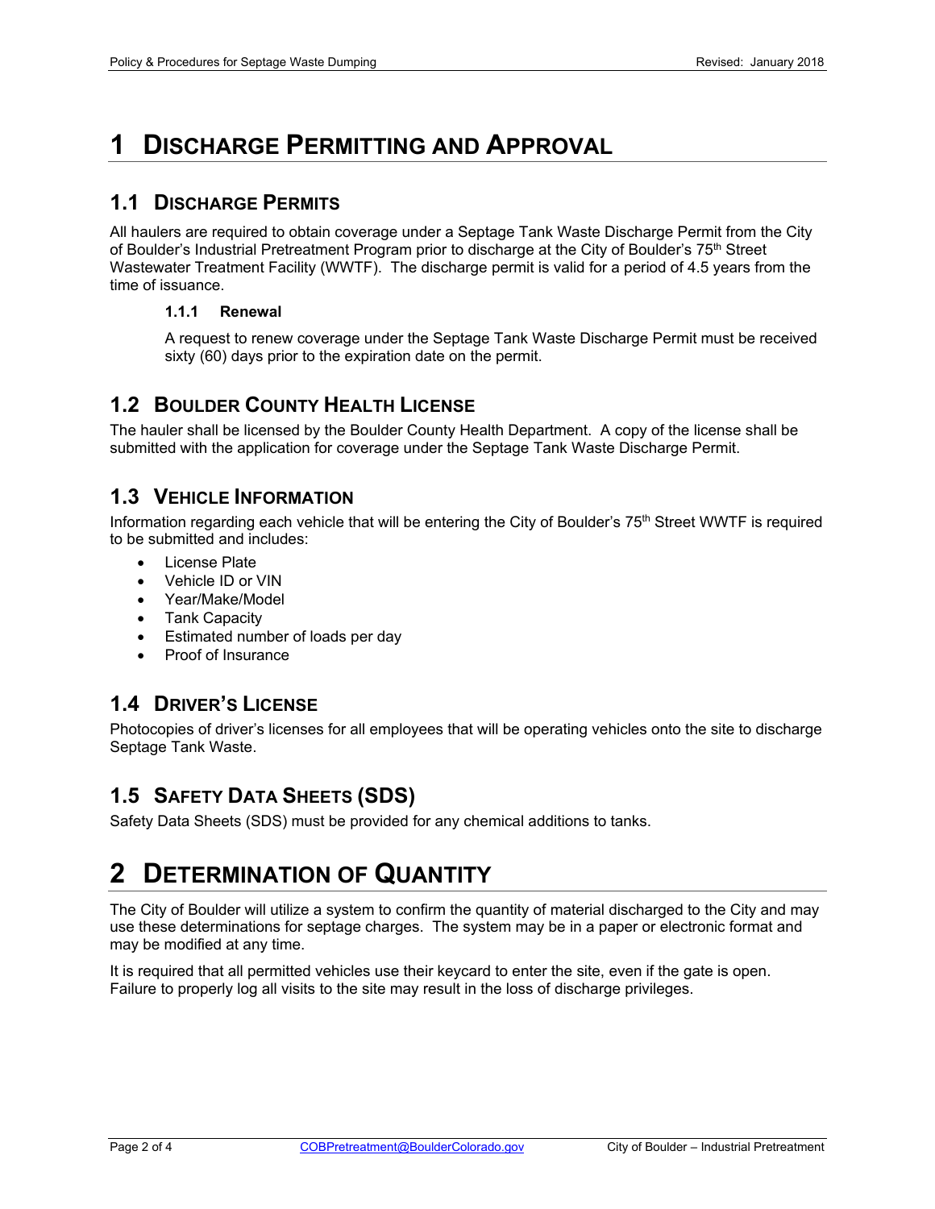# 1 Discharge Permitting and Approval

## 1.1 Discharge Permits

All haulers are required to obtain coverage under a Septage Tank Waste Discharge Permit from the City of Boulder's Industrial Pretreatment Program prior to discharge at the City of Boulder's 75th Street Wastewater Treatment Facility (WWTF). The discharge permit is valid for a period of 4.5 years from the time of issuance.

### 1.1.1 Renewal

A request to renew coverage under the Septage Tank Waste Discharge Permit must be received sixty (60) days prior to the expiration date on the permit.

## 1.2 Boulder County Health License

The hauler shall be licensed by the Boulder County Health Department. A copy of the license shall be submitted with the application for coverage under the Septage Tank Waste Discharge Permit.

## 1.3 Vehicle Information

Information regarding each vehicle that will be entering the City of Boulder's 75th Street WWTF is required to be submitted and includes:

- License Plate
- Vehicle ID or VIN
- Year/Make/Model
- Tank Capacity
- Estimated number of loads per day
- Proof of Insurance

## 1.4 Driver's License

Photocopies of driver's licenses for all employees that will be operating vehicles onto the site to discharge Septage Tank Waste.

## 1.5 Safety Data Sheets (SDS)

Safety Data Sheets (SDS) must be provided for any chemical additions to tanks.

# 2 Determination of Quantity

The City of Boulder will utilize a system to confirm the quantity of material discharged to the City and may use these determinations for septage charges. The system may be in a paper or electronic format and may be modified at any time.

It is required that all permitted vehicles use their keycard to enter the site, even if the gate is open. Failure to properly log all visits to the site may result in the loss of discharge privileges.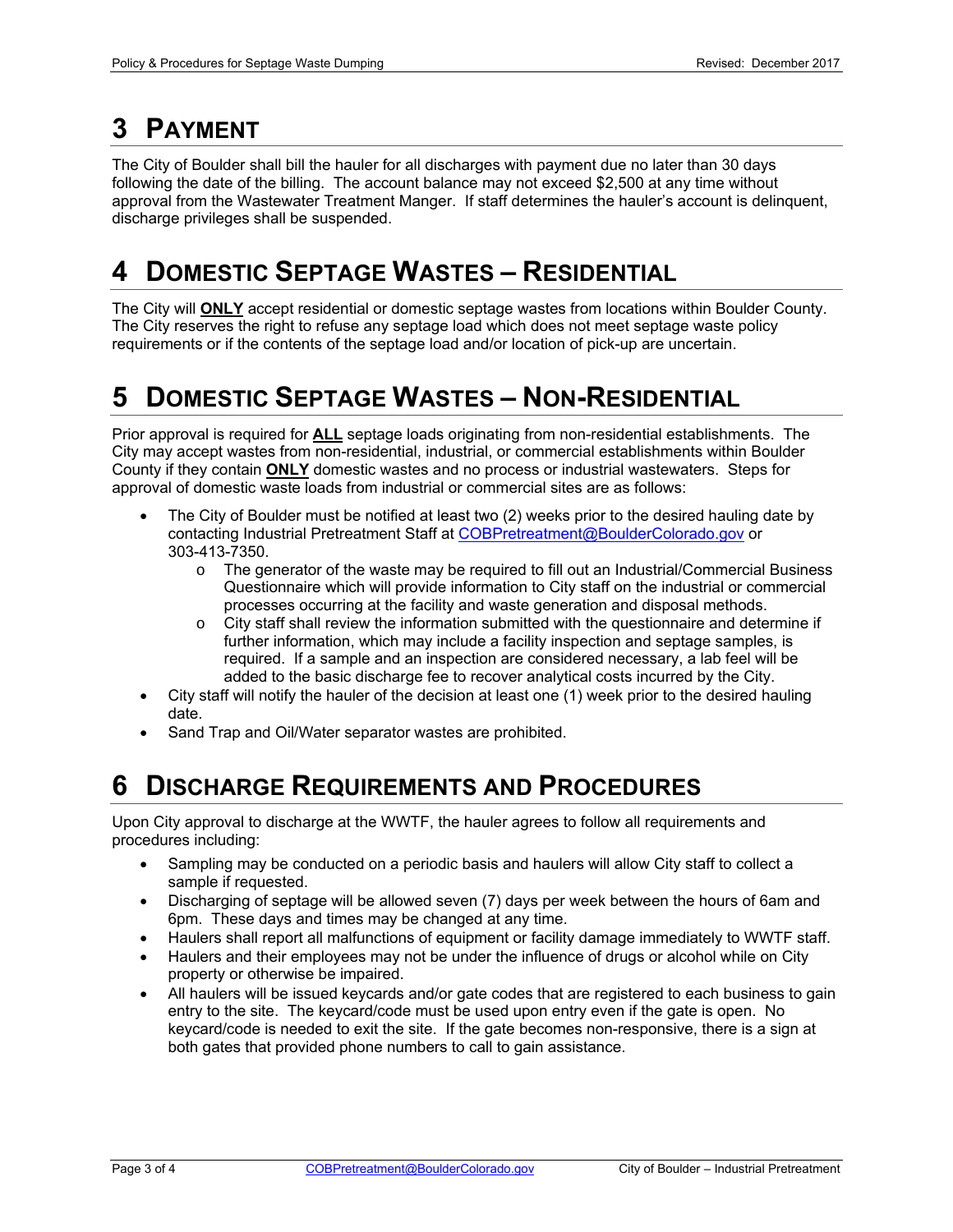# 3 PAYMENT

The City of Boulder shall bill the hauler for all discharges with payment due no later than 30 days following the date of the billing. The account balance may not exceed $2,500 at any time without approval from the Wastewater Treatment Manger. If staff determines the hauler's account is delinquent, discharge privileges shall be suspended.

# 4 DOMESTIC SEPTAGE WASTES – RESIDENTIAL

The City will **ONLY** accept residential or domestic septage wastes from locations within Boulder County. The City reserves the right to refuse any septage load which does not meet septage waste policy requirements or if the contents of the septage load and/or location of pick-up are uncertain.

# 5 DOMESTIC SEPTAGE WASTES – NON-RESIDENTIAL

Prior approval is required for **ALL** septage loads originating from non-residential establishments. The City may accept wastes from non-residential, industrial, or commercial establishments within Boulder County if they contain **ONLY** domestic wastes and no process or industrial wastewaters. Steps for approval of domestic waste loads from industrial or commercial sites are as follows:

- The City of Boulder must be notified at least two (2) weeks prior to the desired hauling date by contacting Industrial Pretreatment Staff at COBPretreatment@BoulderColorado.gov or 303-413-7350.
    - The generator of the waste may be required to fill out an Industrial/Commercial Business Questionnaire which will provide information to City staff on the industrial or commercial processes occurring at the facility and waste generation and disposal methods.
    - City staff shall review the information submitted with the questionnaire and determine if further information, which may include a facility inspection and septage samples, is required. If a sample and an inspection are considered necessary, a lab feel will be added to the basic discharge fee to recover analytical costs incurred by the City.
- City staff will notify the hauler of the decision at least one (1) week prior to the desired hauling date.
- Sand Trap and Oil/Water separator wastes are prohibited.

# 6 DISCHARGE REQUIREMENTS AND PROCEDURES

Upon City approval to discharge at the WWTF, the hauler agrees to follow all requirements and procedures including:

- Sampling may be conducted on a periodic basis and haulers will allow City staff to collect a sample if requested.
- Discharging of septage will be allowed seven (7) days per week between the hours of 6am and 6pm. These days and times may be changed at any time.
- Haulers shall report all malfunctions of equipment or facility damage immediately to WWTF staff.
- Haulers and their employees may not be under the influence of drugs or alcohol while on City property or otherwise be impaired.
- All haulers will be issued keycards and/or gate codes that are registered to each business to gain entry to the site. The keycard/code must be used upon entry even if the gate is open. No keycard/code is needed to exit the site. If the gate becomes non-responsive, there is a sign at both gates that provided phone numbers to call to gain assistance.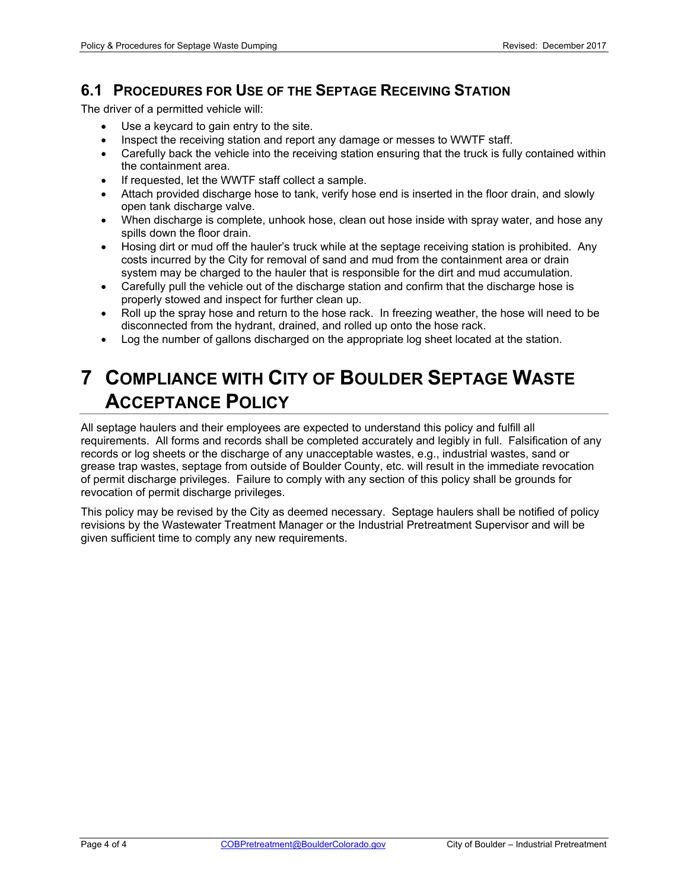## 6.1 Procedures for Use of the Septage Receiving Station

The driver of a permitted vehicle will:

- Use a keycard to gain entry to the site.
- Inspect the receiving station and report any damage or messes to WWTF staff.
- Carefully back the vehicle into the receiving station ensuring that the truck is fully contained within the containment area.
- If requested, let the WWTF staff collect a sample.
- Attach provided discharge hose to tank, verify hose end is inserted in the floor drain, and slowly open tank discharge valve.
- When discharge is complete, unhook hose, clean out hose inside with spray water, and hose any spills down the floor drain.
- Hosing dirt or mud off the hauler's truck while at the septage receiving station is prohibited. Any costs incurred by the City for removal of sand and mud from the containment area or drain system may be charged to the hauler that is responsible for the dirt and mud accumulation.
- Carefully pull the vehicle out of the discharge station and confirm that the discharge hose is properly stowed and inspect for further clean up.
- Roll up the spray hose and return to the hose rack. In freezing weather, the hose will need to be disconnected from the hydrant, drained, and rolled up onto the hose rack.
- Log the number of gallons discharged on the appropriate log sheet located at the station.

# 7 Compliance with City of Boulder Septage Waste Acceptance Policy

All septage haulers and their employees are expected to understand this policy and fulfill all requirements. All forms and records shall be completed accurately and legibly in full. Falsification of any records or log sheets or the discharge of any unacceptable wastes, e.g., industrial wastes, sand or grease trap wastes, septage from outside of Boulder County, etc. will result in the immediate revocation of permit discharge privileges. Failure to comply with any section of this policy shall be grounds for revocation of permit discharge privileges.

This policy may be revised by the City as deemed necessary. Septage haulers shall be notified of policy revisions by the Wastewater Treatment Manager or the Industrial Pretreatment Supervisor and will be given sufficient time to comply any new requirements.